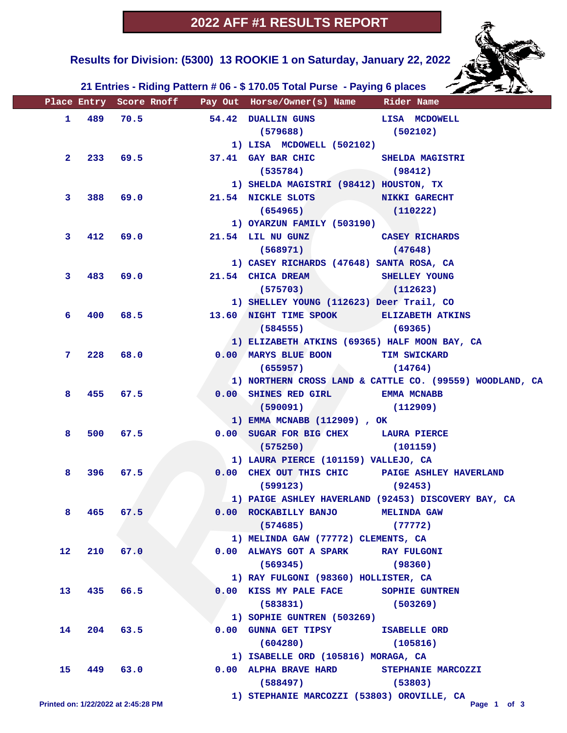# 2022 AFF #1 RESULTS REPORT

## Results for Division: (5300) 13 ROOKIE 1 on Saturday, January 22, 2022

### 21 Entries - Riding Pattern # 06 - $ 170.05 Total Purse - Paying 6 places

| Place | Entry | Score | Rnoff | Pay Out | Horse/Owner(s) Name | Rider Name |
|---|---|---|---|---|---|---|
| 1 | 489 | 70.5 | | 54.42 | DUALLIN GUNS (579688)<br>1) LISA MCDOWELL (502102) | LISA MCDOWELL (502102) |
| 2 | 233 | 69.5 | | 37.41 | GAY BAR CHIC (535784)<br>1) SHELDA MAGISTRI (98412) HOUSTON, TX | SHELDA MAGISTRI (98412) |
| 3 | 388 | 69.0 | | 21.54 | NICKLE SLOTS (654965)<br>1) OYARZUN FAMILY (503190) | NIKKI GARECHT (110222) |
| 3 | 412 | 69.0 | | 21.54 | LIL NU GUNZ (568971)<br>1) CASEY RICHARDS (47648) SANTA ROSA, CA | CASEY RICHARDS (47648) |
| 3 | 483 | 69.0 | | 21.54 | CHICA DREAM (575703)<br>1) SHELLEY YOUNG (112623) Deer Trail, CO | SHELLEY YOUNG (112623) |
| 6 | 400 | 68.5 | | 13.60 | NIGHT TIME SPOOK (584555)<br>1) ELIZABETH ATKINS (69365) HALF MOON BAY, CA | ELIZABETH ATKINS (69365) |
| 7 | 228 | 68.0 | | 0.00 | MARYS BLUE BOON (655957)<br>1) NORTHERN CROSS LAND & CATTLE CO. (99559) WOODLAND, CA | TIM SWICKARD (14764) |
| 8 | 455 | 67.5 | | 0.00 | SHINES RED GIRL (590091)<br>1) EMMA MCNABB (112909) , OK | EMMA MCNABB (112909) |
| 8 | 500 | 67.5 | | 0.00 | SUGAR FOR BIG CHEX (575250)<br>1) LAURA PIERCE (101159) VALLEJO, CA | LAURA PIERCE (101159) |
| 8 | 396 | 67.5 | | 0.00 | CHEX OUT THIS CHIC (599123)<br>1) PAIGE ASHLEY HAVERLAND (92453) DISCOVERY BAY, CA | PAIGE ASHLEY HAVERLAND (92453) |
| 8 | 465 | 67.5 | | 0.00 | ROCKABILLY BANJO (574685)<br>1) MELINDA GAW (77772) CLEMENTS, CA | MELINDA GAW (77772) |
| 12 | 210 | 67.0 | | 0.00 | ALWAYS GOT A SPARK (569345)<br>1) RAY FULGONI (98360) HOLLISTER, CA | RAY FULGONI (98360) |
| 13 | 435 | 66.5 | | 0.00 | KISS MY PALE FACE (583831)<br>1) SOPHIE GUNTREN (503269) | SOPHIE GUNTREN (503269) |
| 14 | 204 | 63.5 | | 0.00 | GUNNA GET TIPSY (604280)<br>1) ISABELLE ORD (105816) MORAGA, CA | ISABELLE ORD (105816) |
| 15 | 449 | 63.0 | | 0.00 | ALPHA BRAVE HARD (588497)<br>1) STEPHANIE MARCOZZI (53803) OROVILLE, CA | STEPHANIE MARCOZZI (53803) |

Printed on: 1/22/2022 at 2:45:28 PM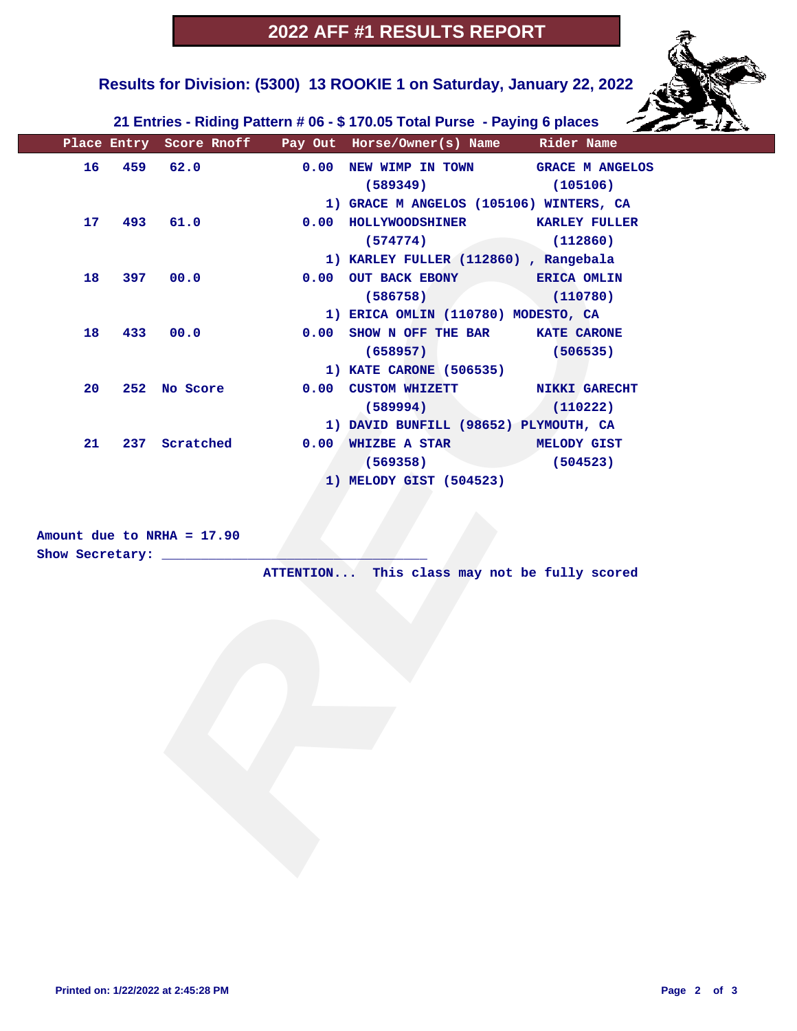# 2022 AFF #1 RESULTS REPORT

## Results for Division: (5300) 13 ROOKIE 1 on Saturday, January 22, 2022

### 21 Entries - Riding Pattern # 06 - $ 170.05 Total Purse - Paying 6 places

| Place | Entry | Score | Rnoff | Pay Out | Horse/Owner(s) Name | Rider Name |
|---|---|---|---|---|---|---|
| 16 | 459 | 62.0 | | 0.00 | NEW WIMP IN TOWN (589349) | GRACE M ANGELOS (105106) |
| | | | | | 1) GRACE M ANGELOS (105106) WINTERS, CA | |
| 17 | 493 | 61.0 | | 0.00 | HOLLYWOODSHINER (574774) | KARLEY FULLER (112860) |
| | | | | | 1) KARLEY FULLER (112860) , Rangebala | |
| 18 | 397 | 00.0 | | 0.00 | OUT BACK EBONY (586758) | ERICA OMLIN (110780) |
| | | | | | 1) ERICA OMLIN (110780) MODESTO, CA | |
| 18 | 433 | 00.0 | | 0.00 | SHOW N OFF THE BAR (658957) | KATE CARONE (506535) |
| | | | | | 1) KATE CARONE (506535) | |
| 20 | 252 | No Score | | 0.00 | CUSTOM WHIZETT (589994) | NIKKI GARECHT (110222) |
| | | | | | 1) DAVID BUNFILL (98652) PLYMOUTH, CA | |
| 21 | 237 | Scratched | | 0.00 | WHIZBE A STAR (569358) | MELODY GIST (504523) |
| | | | | | 1) MELODY GIST (504523) | |

Amount due to NRHA = 17.90

Show Secretary: ___________________________________

ATTENTION... This class may not be fully scored

Printed on: 1/22/2022 at 2:45:28 PM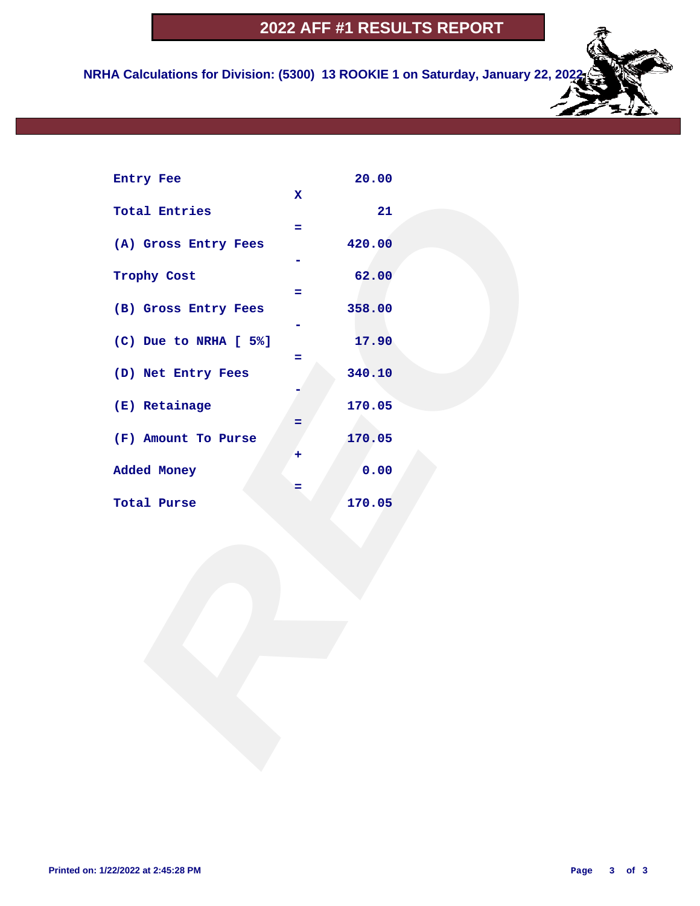# 2022 AFF #1 RESULTS REPORT

**NRHA Calculations for Division: (5300) 13 ROOKIE 1 on Saturday, January 22, 2022**

| | Operator | Amount |
|---|---|---|
| Entry Fee | | 20.00 |
| | X | |
| Total Entries | | 21 |
| | = | |
| (A) Gross Entry Fees | | 420.00 |
| | - | |
| Trophy Cost | | 62.00 |
| | = | |
| (B) Gross Entry Fees | | 358.00 |
| | - | |
| (C) Due to NRHA [ 5%] | | 17.90 |
| | = | |
| (D) Net Entry Fees | | 340.10 |
| | - | |
| (E) Retainage | | 170.05 |
| | = | |
| (F) Amount To Purse | | 170.05 |
| | + | |
| Added Money | | 0.00 |
| | = | |
| Total Purse | | 170.05 |

Printed on: 1/22/2022 at 2:45:28 PM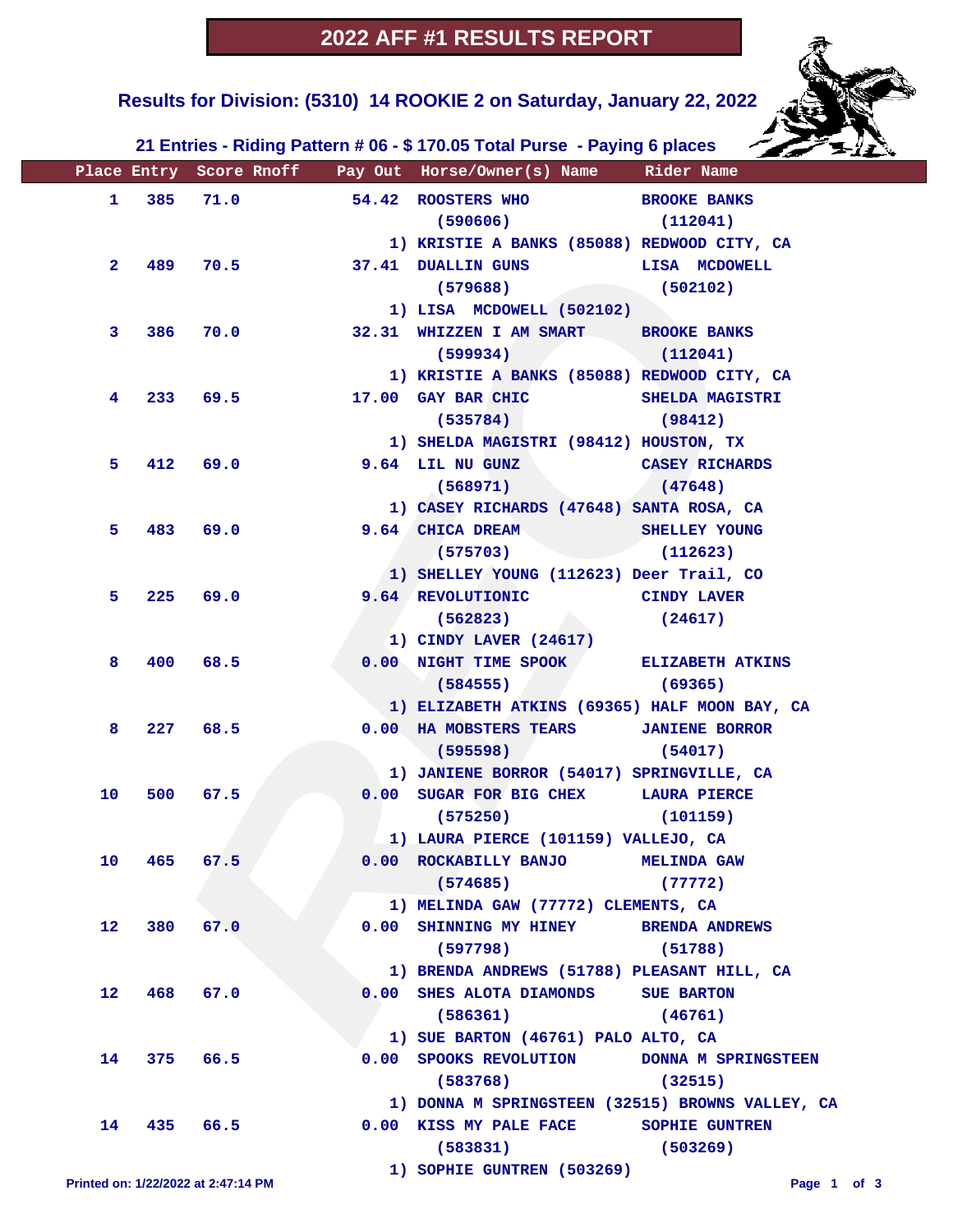# 2022 AFF #1 RESULTS REPORT

## Results for Division: (5310) 14 ROOKIE 2 on Saturday, January 22, 2022

### 21 Entries - Riding Pattern # 06 - $ 170.05 Total Purse - Paying 6 places

| Place | Entry | Score | Rnoff | Pay Out | Horse/Owner(s) Name | Rider Name |
|---|---|---|---|---|---|---|
| 1 | 385 | 71.0 | | 54.42 | ROOSTERS WHO (590606) 1) KRISTIE A BANKS (85088) REDWOOD CITY, CA | BROOKE BANKS (112041) |
| 2 | 489 | 70.5 | | 37.41 | DUALLIN GUNS (579688) 1) LISA MCDOWELL (502102) | LISA MCDOWELL (502102) |
| 3 | 386 | 70.0 | | 32.31 | WHIZZEN I AM SMART (599934) 1) KRISTIE A BANKS (85088) REDWOOD CITY, CA | BROOKE BANKS (112041) |
| 4 | 233 | 69.5 | | 17.00 | GAY BAR CHIC (535784) 1) SHELDA MAGISTRI (98412) HOUSTON, TX | SHELDA MAGISTRI (98412) |
| 5 | 412 | 69.0 | | 9.64 | LIL NU GUNZ (568971) 1) CASEY RICHARDS (47648) SANTA ROSA, CA | CASEY RICHARDS (47648) |
| 5 | 483 | 69.0 | | 9.64 | CHICA DREAM (575703) 1) SHELLEY YOUNG (112623) Deer Trail, CO | SHELLEY YOUNG (112623) |
| 5 | 225 | 69.0 | | 9.64 | REVOLUTIONIC (562823) 1) CINDY LAVER (24617) | CINDY LAVER (24617) |
| 8 | 400 | 68.5 | | 0.00 | NIGHT TIME SPOOK (584555) 1) ELIZABETH ATKINS (69365) HALF MOON BAY, CA | ELIZABETH ATKINS (69365) |
| 8 | 227 | 68.5 | | 0.00 | HA MOBSTERS TEARS (595598) 1) JANIENE BORROR (54017) SPRINGVILLE, CA | JANIENE BORROR (54017) |
| 10 | 500 | 67.5 | | 0.00 | SUGAR FOR BIG CHEX (575250) 1) LAURA PIERCE (101159) VALLEJO, CA | LAURA PIERCE (101159) |
| 10 | 465 | 67.5 | | 0.00 | ROCKABILLY BANJO (574685) 1) MELINDA GAW (77772) CLEMENTS, CA | MELINDA GAW (77772) |
| 12 | 380 | 67.0 | | 0.00 | SHINNING MY HINEY (597798) 1) BRENDA ANDREWS (51788) PLEASANT HILL, CA | BRENDA ANDREWS (51788) |
| 12 | 468 | 67.0 | | 0.00 | SHES ALOTA DIAMONDS (586361) 1) SUE BARTON (46761) PALO ALTO, CA | SUE BARTON (46761) |
| 14 | 375 | 66.5 | | 0.00 | SPOOKS REVOLUTION (583768) 1) DONNA M SPRINGSTEEN (32515) BROWNS VALLEY, CA | DONNA M SPRINGSTEEN (32515) |
| 14 | 435 | 66.5 | | 0.00 | KISS MY PALE FACE (583831) 1) SOPHIE GUNTREN (503269) | SOPHIE GUNTREN (503269) |

Printed on: 1/22/2022 at 2:47:14 PM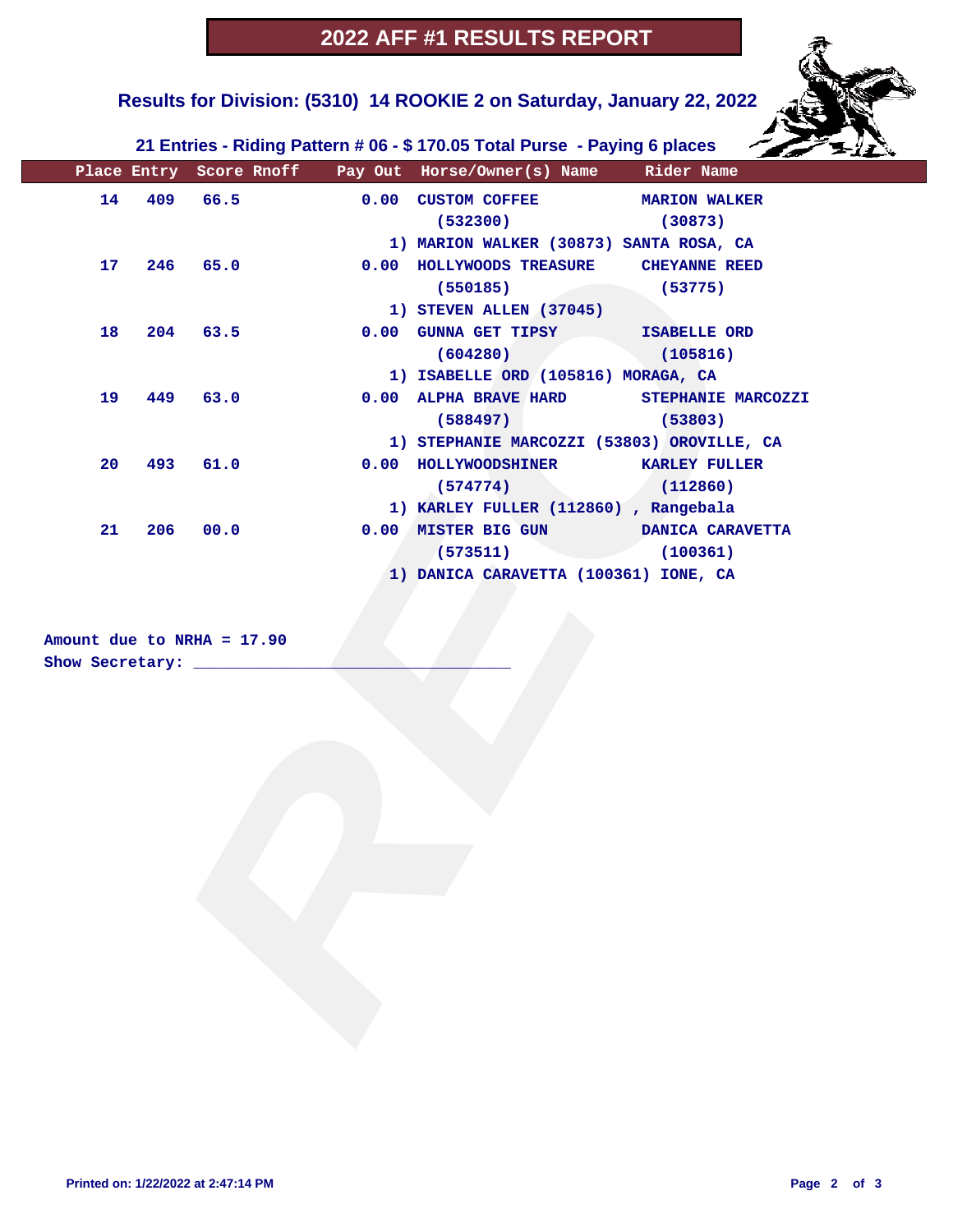# 2022 AFF #1 RESULTS REPORT

## Results for Division: (5310) 14 ROOKIE 2 on Saturday, January 22, 2022

### 21 Entries - Riding Pattern # 06 - $ 170.05 Total Purse - Paying 6 places

| Place | Entry | Score | Rnoff | Pay Out | Horse/Owner(s) Name | Rider Name |
|---|---|---|---|---|---|---|
| 14 | 409 | 66.5 | | 0.00 | CUSTOM COFFEE (532300)<br>1) MARION WALKER (30873) SANTA ROSA, CA | MARION WALKER (30873) |
| 17 | 246 | 65.0 | | 0.00 | HOLLYWOODS TREASURE (550185)<br>1) STEVEN ALLEN (37045) | CHEYANNE REED (53775) |
| 18 | 204 | 63.5 | | 0.00 | GUNNA GET TIPSY (604280)<br>1) ISABELLE ORD (105816) MORAGA, CA | ISABELLE ORD (105816) |
| 19 | 449 | 63.0 | | 0.00 | ALPHA BRAVE HARD (588497)<br>1) STEPHANIE MARCOZZI (53803) OROVILLE, CA | STEPHANIE MARCOZZI (53803) |
| 20 | 493 | 61.0 | | 0.00 | HOLLYWOODSHINER (574774)<br>1) KARLEY FULLER (112860) , Rangebala | KARLEY FULLER (112860) |
| 21 | 206 | 00.0 | | 0.00 | MISTER BIG GUN (573511)<br>1) DANICA CARAVETTA (100361) IONE, CA | DANICA CARAVETTA (100361) |

Amount due to NRHA = 17.90

Show Secretary: ___________________________________

Printed on: 1/22/2022 at 2:47:14 PM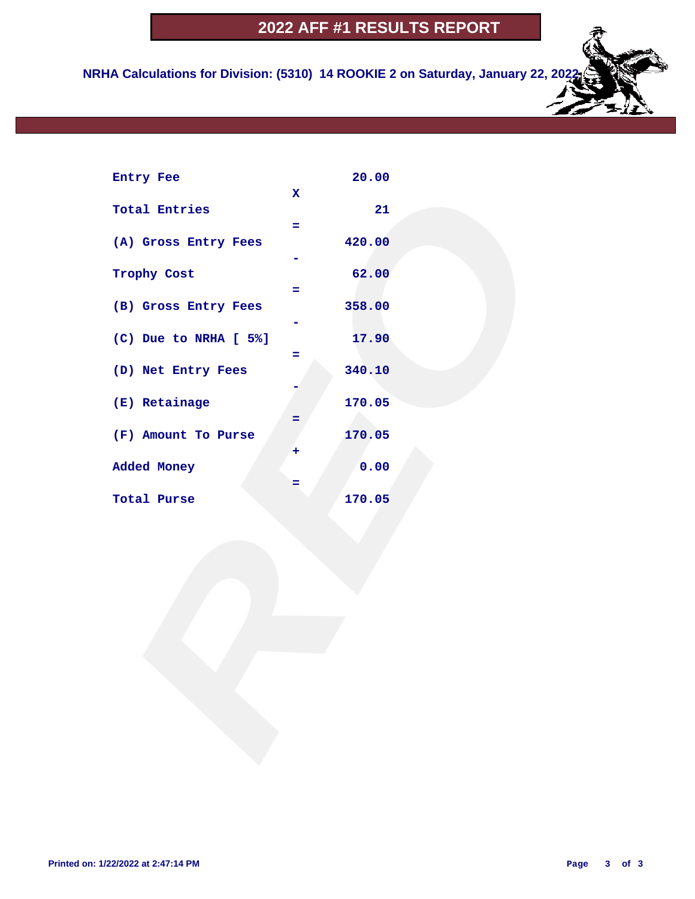# 2022 AFF #1 RESULTS REPORT

**NRHA Calculations for Division: (5310) 14 ROOKIE 2 on Saturday, January 22, 2022**

| | | |
|---|---|---|
| Entry Fee | | 20.00 |
| | X | |
| Total Entries | | 21 |
| | = | |
| (A) Gross Entry Fees | | 420.00 |
| | - | |
| Trophy Cost | | 62.00 |
| | = | |
| (B) Gross Entry Fees | | 358.00 |
| | - | |
| (C) Due to NRHA [ 5%] | | 17.90 |
| | = | |
| (D) Net Entry Fees | | 340.10 |
| | - | |
| (E) Retainage | | 170.05 |
| | = | |
| (F) Amount To Purse | | 170.05 |
| | + | |
| Added Money | | 0.00 |
| | = | |
| Total Purse | | 170.05 |

Printed on: 1/22/2022 at 2:47:14 PM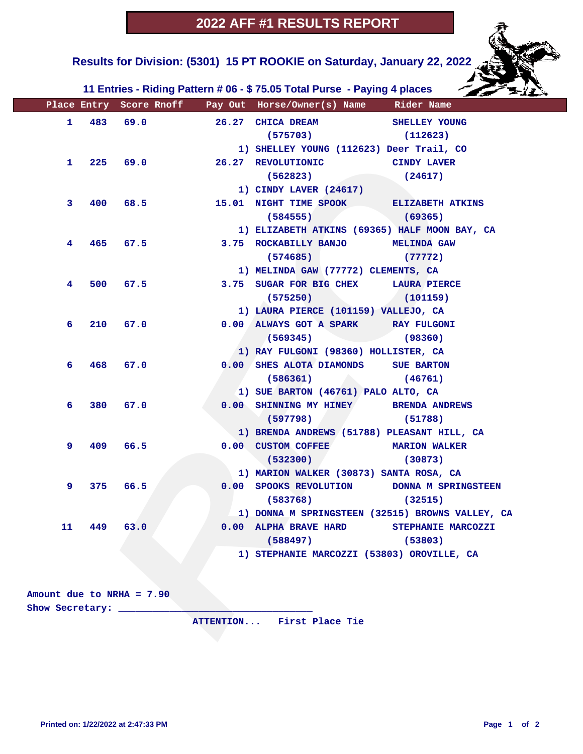# 2022 AFF #1 RESULTS REPORT

## Results for Division: (5301) 15 PT ROOKIE on Saturday, January 22, 2022

### 11 Entries - Riding Pattern # 06 - $ 75.05 Total Purse - Paying 4 places

| Place | Entry | Score | Rnoff | Pay Out | Horse/Owner(s) Name | Rider Name |
|---|---|---|---|---|---|---|
| 1 | 483 | 69.0 | | 26.27 | CHICA DREAM (575703) <br> 1) SHELLEY YOUNG (112623) Deer Trail, CO | SHELLEY YOUNG (112623) |
| 1 | 225 | 69.0 | | 26.27 | REVOLUTIONIC (562823) <br> 1) CINDY LAVER (24617) | CINDY LAVER (24617) |
| 3 | 400 | 68.5 | | 15.01 | NIGHT TIME SPOOK (584555) <br> 1) ELIZABETH ATKINS (69365) HALF MOON BAY, CA | ELIZABETH ATKINS (69365) |
| 4 | 465 | 67.5 | | 3.75 | ROCKABILLY BANJO (574685) <br> 1) MELINDA GAW (77772) CLEMENTS, CA | MELINDA GAW (77772) |
| 4 | 500 | 67.5 | | 3.75 | SUGAR FOR BIG CHEX (575250) <br> 1) LAURA PIERCE (101159) VALLEJO, CA | LAURA PIERCE (101159) |
| 6 | 210 | 67.0 | | 0.00 | ALWAYS GOT A SPARK (569345) <br> 1) RAY FULGONI (98360) HOLLISTER, CA | RAY FULGONI (98360) |
| 6 | 468 | 67.0 | | 0.00 | SHES ALOTA DIAMONDS (586361) <br> 1) SUE BARTON (46761) PALO ALTO, CA | SUE BARTON (46761) |
| 6 | 380 | 67.0 | | 0.00 | SHINNING MY HINEY (597798) <br> 1) BRENDA ANDREWS (51788) PLEASANT HILL, CA | BRENDA ANDREWS (51788) |
| 9 | 409 | 66.5 | | 0.00 | CUSTOM COFFEE (532300) <br> 1) MARION WALKER (30873) SANTA ROSA, CA | MARION WALKER (30873) |
| 9 | 375 | 66.5 | | 0.00 | SPOOKS REVOLUTION (583768) <br> 1) DONNA M SPRINGSTEEN (32515) BROWNS VALLEY, CA | DONNA M SPRINGSTEEN (32515) |
| 11 | 449 | 63.0 | | 0.00 | ALPHA BRAVE HARD (588497) <br> 1) STEPHANIE MARCOZZI (53803) OROVILLE, CA | STEPHANIE MARCOZZI (53803) |

Amount due to NRHA = 7.90

Show Secretary: ________________________________

ATTENTION... First Place Tie

Printed on: 1/22/2022 at 2:47:33 PM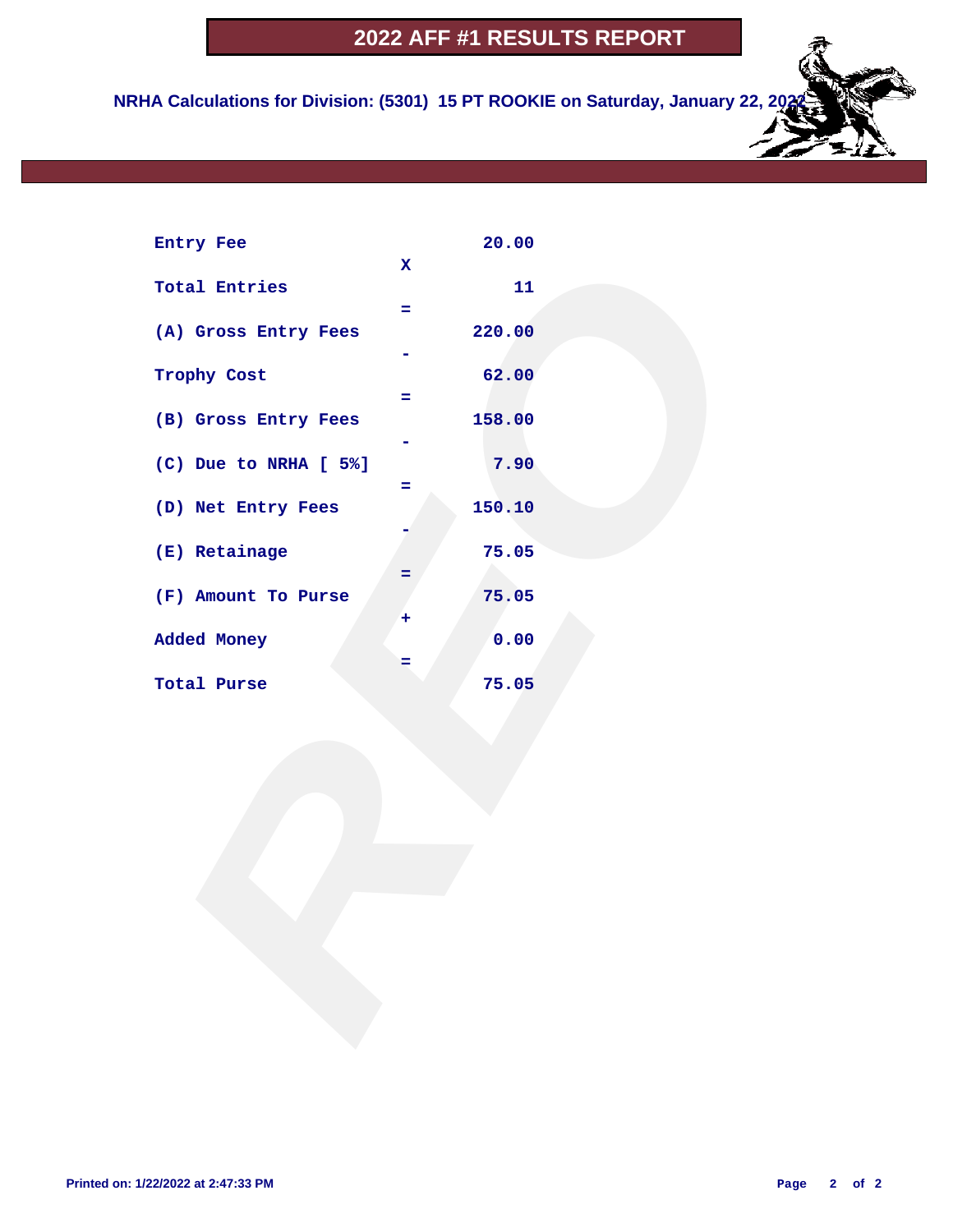# 2022 AFF #1 RESULTS REPORT

**NRHA Calculations for Division: (5301) 15 PT ROOKIE on Saturday, January 22, 2022**

| | | |
|---|---|---|
| Entry Fee | | 20.00 |
| | X | |
| Total Entries | | 11 |
| | = | |
| (A) Gross Entry Fees | | 220.00 |
| | - | |
| Trophy Cost | | 62.00 |
| | = | |
| (B) Gross Entry Fees | | 158.00 |
| | - | |
| (C) Due to NRHA [ 5%] | | 7.90 |
| | = | |
| (D) Net Entry Fees | | 150.10 |
| | - | |
| (E) Retainage | | 75.05 |
| | = | |
| (F) Amount To Purse | | 75.05 |
| | + | |
| Added Money | | 0.00 |
| | = | |
| Total Purse | | 75.05 |

Printed on: 1/22/2022 at 2:47:33 PM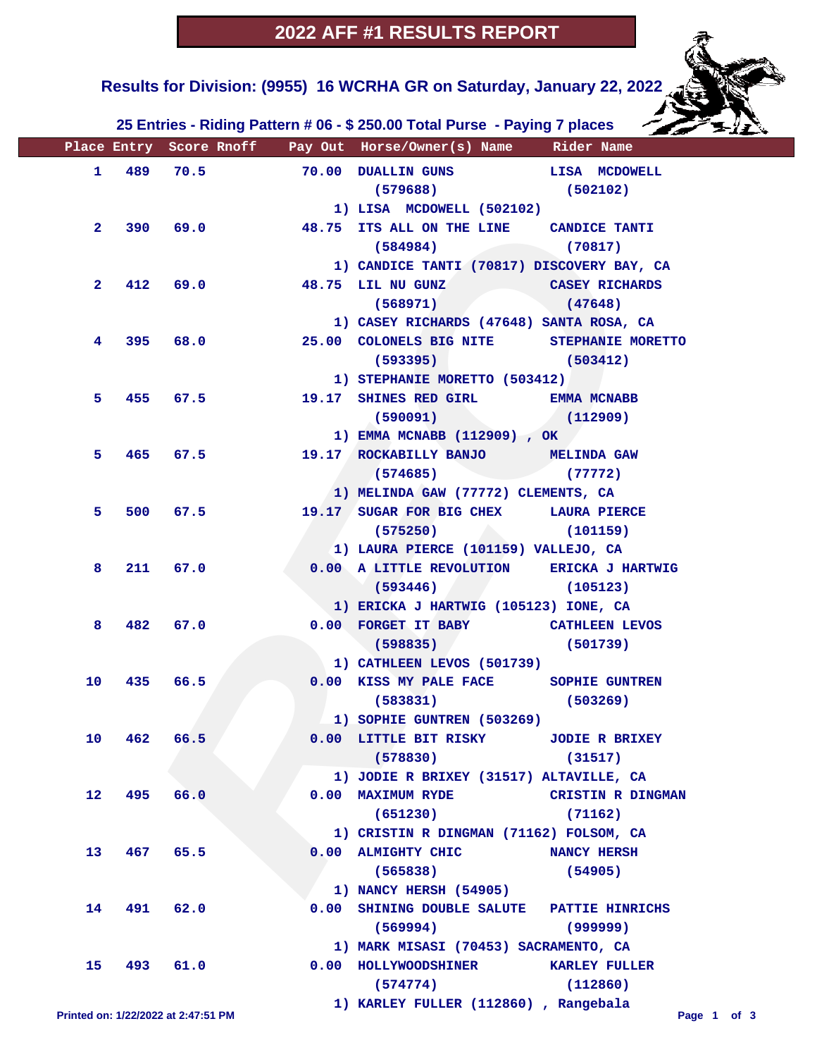# 2022 AFF #1 RESULTS REPORT

## Results for Division: (9955) 16 WCRHA GR on Saturday, January 22, 2022

### 25 Entries - Riding Pattern # 06 - $ 250.00 Total Purse - Paying 7 places

| Place | Entry | Score | Rnoff | Pay Out | Horse/Owner(s) Name | Rider Name |
|---|---|---|---|---|---|---|
| 1 | 489 | 70.5 | | 70.00 | DUALLIN GUNS (579688)<br>1) LISA MCDOWELL (502102) | LISA MCDOWELL (502102) |
| 2 | 390 | 69.0 | | 48.75 | ITS ALL ON THE LINE (584984)<br>1) CANDICE TANTI (70817) DISCOVERY BAY, CA | CANDICE TANTI (70817) |
| 2 | 412 | 69.0 | | 48.75 | LIL NU GUNZ (568971)<br>1) CASEY RICHARDS (47648) SANTA ROSA, CA | CASEY RICHARDS (47648) |
| 4 | 395 | 68.0 | | 25.00 | COLONELS BIG NITE (593395)<br>1) STEPHANIE MORETTO (503412) | STEPHANIE MORETTO (503412) |
| 5 | 455 | 67.5 | | 19.17 | SHINES RED GIRL (590091)<br>1) EMMA MCNABB (112909) , OK | EMMA MCNABB (112909) |
| 5 | 465 | 67.5 | | 19.17 | ROCKABILLY BANJO (574685)<br>1) MELINDA GAW (77772) CLEMENTS, CA | MELINDA GAW (77772) |
| 5 | 500 | 67.5 | | 19.17 | SUGAR FOR BIG CHEX (575250)<br>1) LAURA PIERCE (101159) VALLEJO, CA | LAURA PIERCE (101159) |
| 8 | 211 | 67.0 | | 0.00 | A LITTLE REVOLUTION (593446)<br>1) ERICKA J HARTWIG (105123) IONE, CA | ERICKA J HARTWIG (105123) |
| 8 | 482 | 67.0 | | 0.00 | FORGET IT BABY (598835)<br>1) CATHLEEN LEVOS (501739) | CATHLEEN LEVOS (501739) |
| 10 | 435 | 66.5 | | 0.00 | KISS MY PALE FACE (583831)<br>1) SOPHIE GUNTREN (503269) | SOPHIE GUNTREN (503269) |
| 10 | 462 | 66.5 | | 0.00 | LITTLE BIT RISKY (578830)<br>1) JODIE R BRIXEY (31517) ALTAVILLE, CA | JODIE R BRIXEY (31517) |
| 12 | 495 | 66.0 | | 0.00 | MAXIMUM RYDE (651230)<br>1) CRISTIN R DINGMAN (71162) FOLSOM, CA | CRISTIN R DINGMAN (71162) |
| 13 | 467 | 65.5 | | 0.00 | ALMIGHTY CHIC (565838)<br>1) NANCY HERSH (54905) | NANCY HERSH (54905) |
| 14 | 491 | 62.0 | | 0.00 | SHINING DOUBLE SALUTE (569994)<br>1) MARK MISASI (70453) SACRAMENTO, CA | PATTIE HINRICHS (999999) |
| 15 | 493 | 61.0 | | 0.00 | HOLLYWOODSHINER (574774)<br>1) KARLEY FULLER (112860) , Rangebala | KARLEY FULLER (112860) |

Printed on: 1/22/2022 at 2:47:51 PM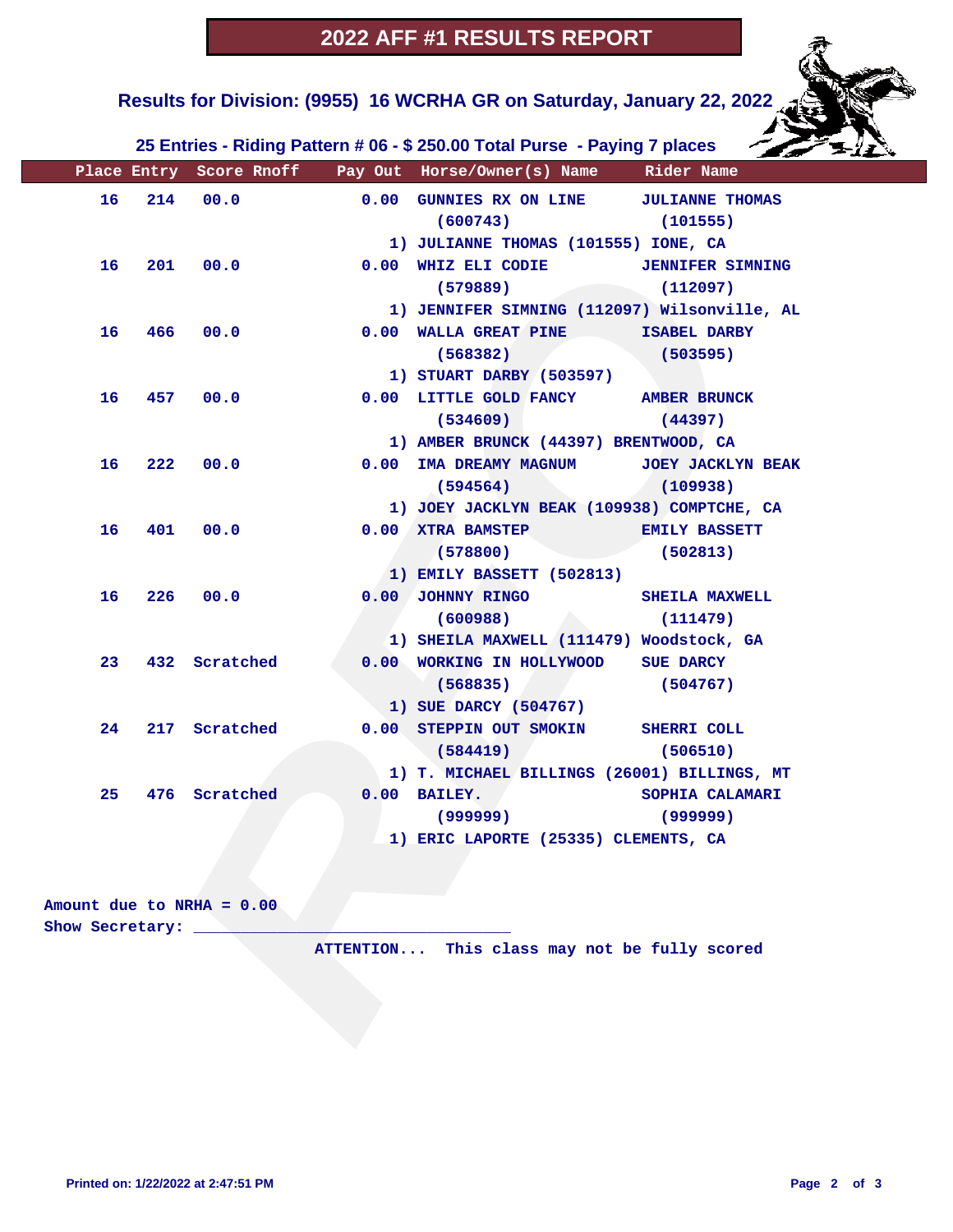# 2022 AFF #1 RESULTS REPORT

## Results for Division: (9955) 16 WCRHA GR on Saturday, January 22, 2022

### 25 Entries - Riding Pattern # 06 - $ 250.00 Total Purse - Paying 7 places

| Place | Entry | Score Rnoff | Pay Out | Horse/Owner(s) Name | Rider Name |
|---|---|---|---|---|---|
| 16 | 214 | 00.0 | 0.00 | GUNNIES RX ON LINE (600743)<br>1) JULIANNE THOMAS (101555) IONE, CA | JULIANNE THOMAS (101555) |
| 16 | 201 | 00.0 | 0.00 | WHIZ ELI CODIE (579889)<br>1) JENNIFER SIMNING (112097) Wilsonville, AL | JENNIFER SIMNING (112097) |
| 16 | 466 | 00.0 | 0.00 | WALLA GREAT PINE (568382)<br>1) STUART DARBY (503597) | ISABEL DARBY (503595) |
| 16 | 457 | 00.0 | 0.00 | LITTLE GOLD FANCY (534609)<br>1) AMBER BRUNCK (44397) BRENTWOOD, CA | AMBER BRUNCK (44397) |
| 16 | 222 | 00.0 | 0.00 | IMA DREAMY MAGNUM (594564)<br>1) JOEY JACKLYN BEAK (109938) COMPTCHE, CA | JOEY JACKLYN BEAK (109938) |
| 16 | 401 | 00.0 | 0.00 | XTRA BAMSTEP (578800)<br>1) EMILY BASSETT (502813) | EMILY BASSETT (502813) |
| 16 | 226 | 00.0 | 0.00 | JOHNNY RINGO (600988)<br>1) SHEILA MAXWELL (111479) Woodstock, GA | SHEILA MAXWELL (111479) |
| 23 | 432 | Scratched | 0.00 | WORKING IN HOLLYWOOD (568835)<br>1) SUE DARCY (504767) | SUE DARCY (504767) |
| 24 | 217 | Scratched | 0.00 | STEPPIN OUT SMOKIN (584419)<br>1) T. MICHAEL BILLINGS (26001) BILLINGS, MT | SHERRI COLL (506510) |
| 25 | 476 | Scratched | 0.00 | BAILEY. (999999)<br>1) ERIC LAPORTE (25335) CLEMENTS, CA | SOPHIA CALAMARI (999999) |

Amount due to NRHA = 0.00

Show Secretary: ________________________________

ATTENTION... This class may not be fully scored

Printed on: 1/22/2022 at 2:47:51 PM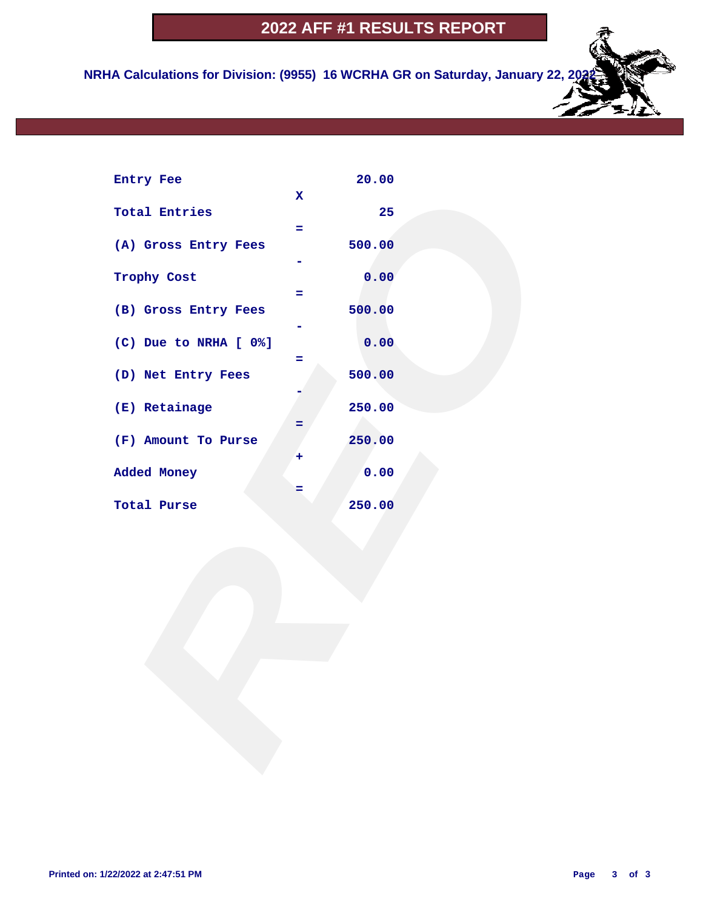# 2022 AFF #1 RESULTS REPORT

**NRHA Calculations for Division: (9955) 16 WCRHA GR on Saturday, January 22, 2022**

| | | |
|---|---|---|
| Entry Fee | | 20.00 |
| | X | |
| Total Entries | | 25 |
| | = | |
| (A) Gross Entry Fees | | 500.00 |
| | - | |
| Trophy Cost | | 0.00 |
| | = | |
| (B) Gross Entry Fees | | 500.00 |
| | - | |
| (C) Due to NRHA [ 0%] | | 0.00 |
| | = | |
| (D) Net Entry Fees | | 500.00 |
| | - | |
| (E) Retainage | | 250.00 |
| | = | |
| (F) Amount To Purse | | 250.00 |
| | + | |
| Added Money | | 0.00 |
| | = | |
| Total Purse | | 250.00 |

Printed on: 1/22/2022 at 2:47:51 PM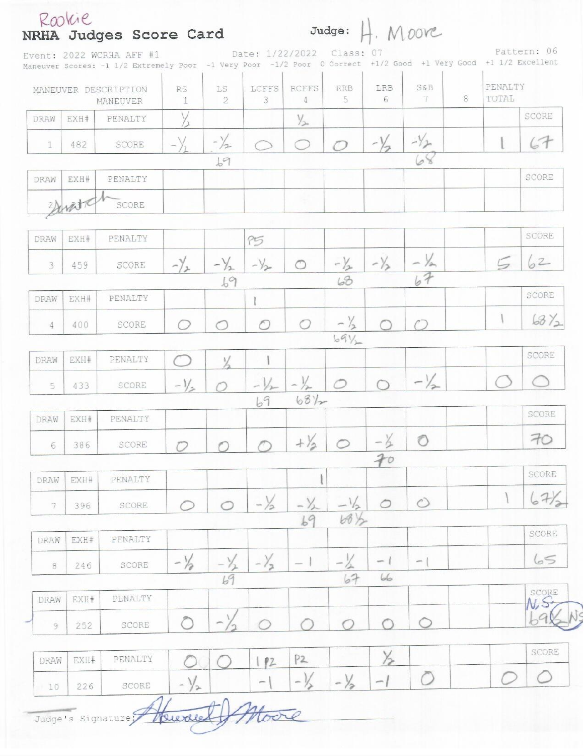Rookie

# NRHA Judges Score Card

**Judge:** H. Moore

Event: 2022 WCRHA AFF #1 Date: 1/22/2022 Class: 07 Pattern: 06

Maneuver Scores: -1 1/2 Extremely Poor -1 Very Poor -1/2 Poor 0 Correct +1/2 Good +1 Very Good +1 1/2 Excellent

| DRAW | EXH# | MANEUVER DESCRIPTION / MANEUVER | RS 1 | LS 2 | LCFFS 3 | RCFFS 4 | RRB 5 | LRB 6 | S&B 7 | 8 | PENALTY TOTAL | SCORE |
|---|---|---|---|---|---|---|---|---|---|---|---|---|
| | | PENALTY | ½ | | | ½ | | | | | | |
| 1 | 482 | SCORE | -½ | -½ | 0 | 0 | 0 | -½ | -½ | | 1 | 67 |
| | | | | 69 | | | | | 68 | | | |
| | | PENALTY | | | | | | | | | | |
| 2 | Scratch | SCORE | | | | | | | | | | |
| | | PENALTY | | | P5 | | | | | | | |
| 3 | 459 | SCORE | -½ | -½ | -½ | 0 | -½ | -½ | -½ | | 5 | 62 |
| | | | | 69 | | | 68 | | 67 | | | |
| | | PENALTY | | | 1 | | | | | | | |
| 4 | 400 | SCORE | 0 | 0 | 0 | 0 | -½ | 0 | 0 | | 1 | 68½ |
| | | | | | | | 69½ | | | | | |
| | | PENALTY | 0 | ½ | 1 | | | | | | | |
| 5 | 433 | SCORE | -½ | 0 | -½ | -½ | 0 | 0 | -½ | | 0 | 0 |
| | | | | | 69 | 68½ | | | | | | |
| | | PENALTY | | | | | | | | | | |
| 6 | 386 | SCORE | 0 | 0 | 0 | +½ | 0 | -½ | 0 | | | 70 |
| | | | | | | | | 70 | | | | |
| | | PENALTY | | | | 1 | | | | | | |
| 7 | 396 | SCORE | 0 | 0 | -½ | -½ | -½ | 0 | 0 | | 1 | 67½ |
| | | | | | | 69 | 68½ | | | | | |
| | | PENALTY | | | | | | | | | | |
| 8 | 246 | SCORE | -½ | -½ | -½ | -1 | -½ | -1 | -1 | | | 65 |
| | | | | 69 | | | 67 | 66 | | | | |
| | | PENALTY | | | | | | | | | | N.S. |
| 9 | 252 | SCORE | 0 | -½ | 0 | 0 | 0 | 0 | 0 | | | 69½ NS |
| | | PENALTY | 0 | 0 | 1 P2 | P2 | | ½ | | | | |
| 10 | 226 | SCORE | -½ | | -1 | -½ | -½ | -1 | 0 | | 0 | 0 |

Judge's Signature: Howard J Moore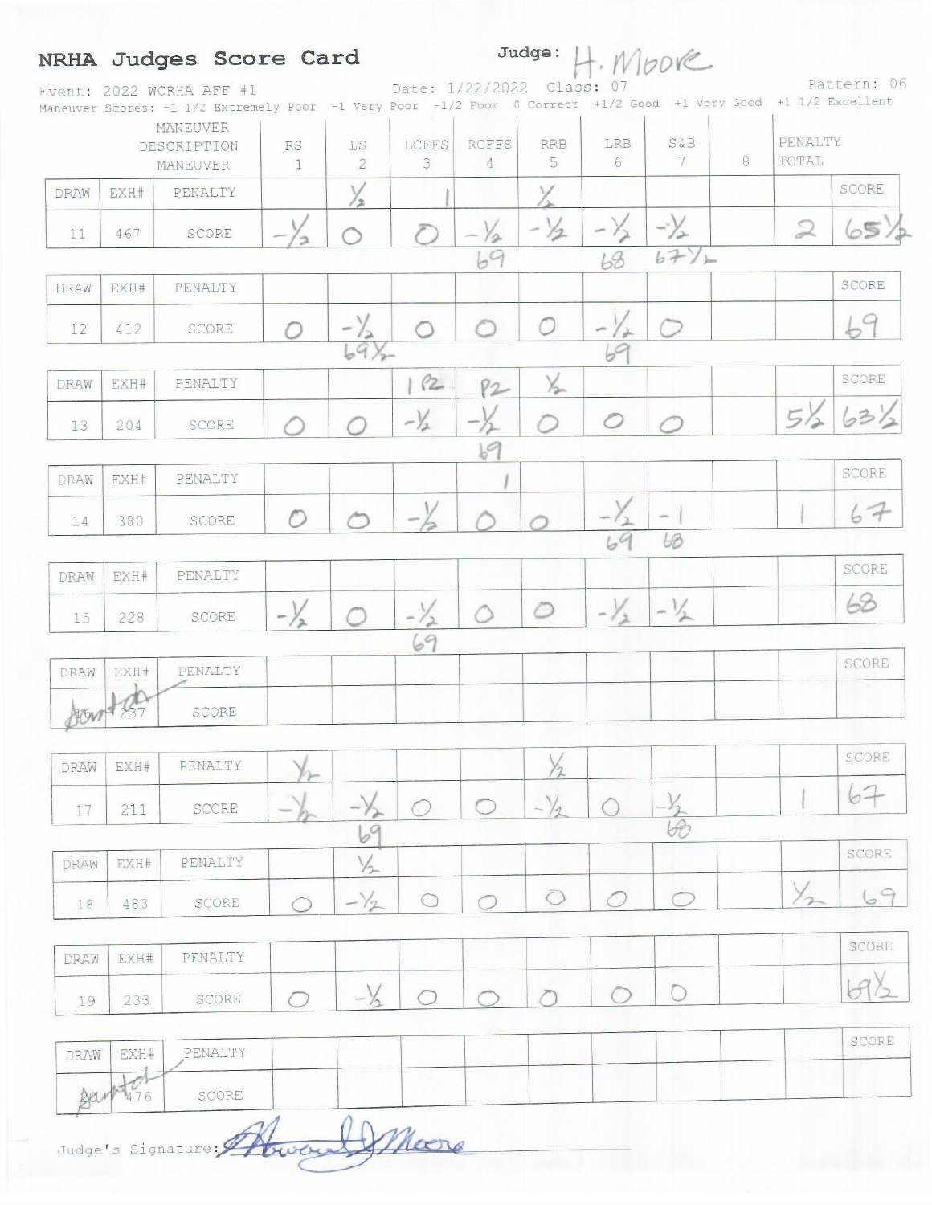# NRHA Judges Score Card

**Judge:** H. Moore

Event: 2022 WCRHA AFF #1 | Date: 1/22/2022 | Class: 07 | Pattern: 06

Maneuver Scores: -1 1/2 Extremely Poor -1 Very Poor -1/2 Poor 0 Correct +1/2 Good +1 Very Good +1 1/2 Excellent

| DRAW | EXH# | MANEUVER DESCRIPTION / MANEUVER | RS 1 | LS 2 | LCFFS 3 | RCFFS 4 | RRB 5 | LRB 6 | S&B 7 | 8 | PENALTY TOTAL | SCORE |
|---|---|---|---|---|---|---|---|---|---|---|---|---|
| | | PENALTY | | ½ | 1 | | ½ | | | | | |
| 11 | 467 | SCORE | -½ | 0 | 0 | -½ | -½ | -½ | -½ | | 2 | 65½ |
| | | | | | | 69 | | 68 | 67½ | | | |
| | | PENALTY | | | | | | | | | | |
| 12 | 412 | SCORE | 0 | -½ | 0 | 0 | 0 | -½ | 0 | | | 69 |
| | | | | 69½ | | | | 69 | | | | |
| | | PENALTY | | | 1 P2 | P2 | ½ | | | | | |
| 13 | 204 | SCORE | 0 | 0 | -½ | -½ | 0 | 0 | 0 | | 5½ | 63½ |
| | | | | | | 69 | | | | | | |
| | | PENALTY | | | | 1 | | | | | | |
| 14 | 380 | SCORE | 0 | 0 | -½ | 0 | 0 | -½ | -1 | | 1 | 67 |
| | | | | | | | | 69 | 68 | | | |
| | | PENALTY | | | | | | | | | | |
| 15 | 228 | SCORE | -½ | 0 | -½ | 0 | 0 | -½ | -½ | | | 68 |
| | | | | | 69 | | | | | | | |
| | | PENALTY | | | | | | | | | | |
| Scratch | 237 | SCORE | | | | | | | | | | |
| | | PENALTY | ½ | | | | ½ | | | | | |
| 17 | 211 | SCORE | -½ | -½ | 0 | 0 | -½ | 0 | -½ | | 1 | 67 |
| | | | | 69 | | | | | 68 | | | |
| | | PENALTY | | ½ | | | | | | | | |
| 18 | 483 | SCORE | 0 | -½ | 0 | 0 | 0 | 0 | 0 | | ½ | 69 |
| | | PENALTY | | | | | | | | | | |
| 19 | 233 | SCORE | 0 | -½ | 0 | 0 | 0 | 0 | 0 | | | 69½ |
| | | PENALTY | | | | | | | | | | |
| Scratch | 476 | SCORE | | | | | | | | | | |

Judge's Signature: Howard J Moore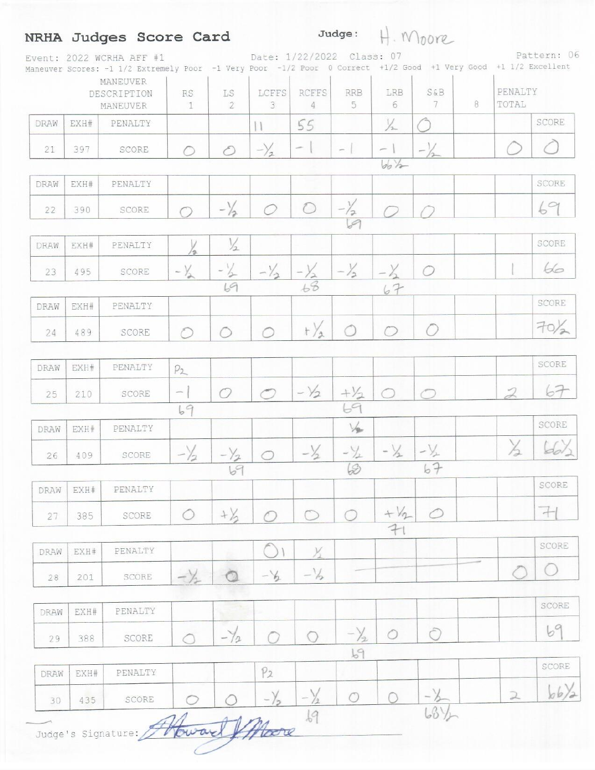# NRHA Judges Score Card

**Judge:** H. Moore

Event: 2022 WCRHA AFF #1 | Date: 1/22/2022 | Class: 07 | Pattern: 06

Maneuver Scores: -1 1/2 Extremely Poor -1 Very Poor -1/2 Poor 0 Correct +1/2 Good +1 Very Good +1 1/2 Excellent

| DRAW | EXH# | MANEUVER DESCRIPTION / MANEUVER | RS 1 | LS 2 | LCFFS 3 | RCFFS 4 | RRB 5 | LRB 6 | S&B 7 | 8 | PENALTY TOTAL | SCORE |
|---|---|---|---|---|---|---|---|---|---|---|---|---|
| 21 | 397 | PENALTY | | | 11 | 55 | | ½ | 0 | | | |
| | | SCORE | 0 | 0 | -½ | -1 | -1 | -1 | -½ | | 0 | 0 |
| | | | | | | | | 66½ | | | | |
| 22 | 390 | PENALTY | | | | | | | | | | |
| | | SCORE | 0 | -½ | 0 | 0 | -½ | 0 | 0 | | | 69 |
| | | | | | | | 69 | | | | | |
| 23 | 495 | PENALTY | ½ | ½ | | | | | | | | |
| | | SCORE | -½ | -½ | -½ | -½ | -½ | -½ | 0 | | 1 | 66 |
| | | | | 69 | | 68 | | 67 | | | | |
| 24 | 489 | PENALTY | | | | | | | | | | |
| | | SCORE | 0 | 0 | 0 | +½ | 0 | 0 | 0 | | | 70½ |
| 25 | 210 | PENALTY | P2 | | | | | | | | | |
| | | SCORE | -1 | 0 | 0 | -½ | +½ | 0 | 0 | | 2 | 67 |
| | | | 69 | | | | 69 | | | | | |
| 26 | 409 | PENALTY | | | | | ½ | | | | | |
| | | SCORE | -½ | -½ | 0 | -½ | -½ | -½ | -½ | | ½ | 66½ |
| | | | | 69 | | | 68 | | 67 | | | |
| 27 | 385 | PENALTY | | | | | | | | | | |
| | | SCORE | 0 | +½ | 0 | 0 | 0 | +½ | 0 | | | 71 |
| | | | | | | | | 71 | | | | |
| 28 | 201 | PENALTY | | | 0 1 | ½ | | | | | | |
| | | SCORE | -½ | 0 | -½ | -½ | — | — | — | | 0 | 0 |
| 29 | 388 | PENALTY | | | | | | | | | | |
| | | SCORE | 0 | -½ | 0 | 0 | -½ | 0 | 0 | | | 69 |
| | | | | | | | 69 | | | | | |
| 30 | 435 | PENALTY | | | P2 | | | | | | | |
| | | SCORE | 0 | 0 | -½ | -½ | 0 | 0 | -½ | | 2 | 66½ |
| | | | | | | 69 | | | 68½ | | | |

Judge's Signature: Howard J Moore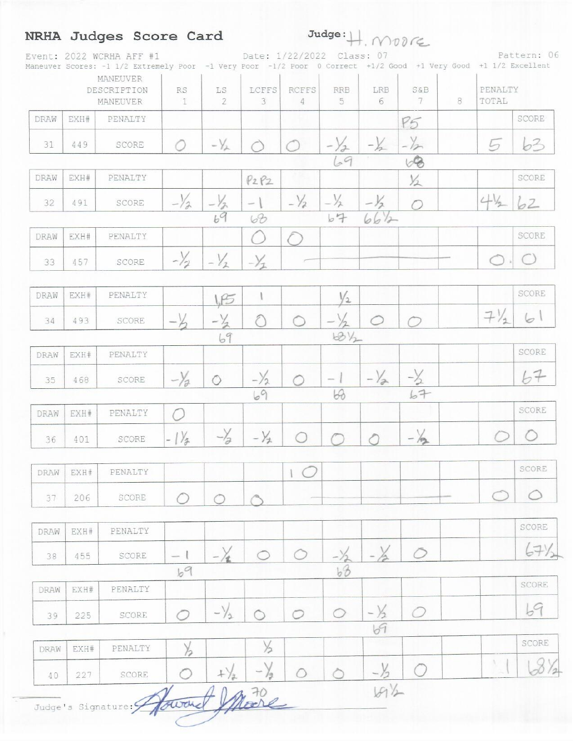# NRHA Judges Score Card

Judge: H. Moore

Event: 2022 WCRHA AFF #1 Date: 1/22/2022 Class: 07 Pattern: 06

Maneuver Scores: -1 1/2 Extremely Poor -1 Very Poor -1/2 Poor 0 Correct +1/2 Good +1 Very Good +1 1/2 Excellent

| DRAW | EXH# | MANEUVER DESCRIPTION | RS 1 | LS 2 | LCFFS 3 | RCFFS 4 | RRB 5 | LRB 6 | S&B 7 | 8 | PENALTY TOTAL | SCORE |
|---|---|---|---|---|---|---|---|---|---|---|---|---|
| | | PENALTY | | | | | | | P5 | | | |
| 31 | 449 | SCORE | 0 | -½ | 0 | 0 | -½ | -½ | -½ | | 5 | 63 |
| | | | | | | | 69 | | 68 | | | |
| | | PENALTY | | | P2 P2 | | | | ½ | | | |
| 32 | 491 | SCORE | -½ | -½ | -1 | -½ | -½ | -½ | 0 | | 4½ | 62 |
| | | | | 69 | 68 | | 67 | 66½ | | | | |
| | | PENALTY | | | 0 | 0 | | | | | | |
| 33 | 457 | SCORE | -½ | -½ | -½ | | | | | | 0 | 0 |
| | | PENALTY | | 1, P5 | 1 | | ½ | | | | | |
| 34 | 493 | SCORE | -½ | -½ | 0 | 0 | -½ | 0 | 0 | | 7½ | 61 |
| | | | | 69 | | | 68½ | | | | | |
| | | PENALTY | | | | | | | | | | |
| 35 | 468 | SCORE | -½ | 0 | -½ | 0 | -1 | -½ | -½ | | | 67 |
| | | | | | 69 | | 68 | | 67 | | | |
| | | PENALTY | 0 | | | | | | | | | |
| 36 | 401 | SCORE | -1½ | -½ | -½ | 0 | 0 | 0 | -½ | | 0 | 0 |
| | | PENALTY | | | | 1 0 | | | | | | |
| 37 | 206 | SCORE | 0 | 0 | 0 | | | | | | 0 | 0 |
| | | PENALTY | | | | | | | | | | |
| 38 | 455 | SCORE | -1 | -½ | 0 | 0 | -½ | -½ | 0 | | | 67½ |
| | | | 69 | | | | 68 | | | | | |
| | | PENALTY | | | | | | | | | | |
| 39 | 225 | SCORE | 0 | -½ | 0 | 0 | 0 | -½ | 0 | | | 69 |
| | | | | | | | | 69 | | | | |
| | | PENALTY | ½ | | ½ | | | | | | | |
| 40 | 227 | SCORE | 0 | +½ | -½ | 0 | 0 | -½ | 0 | | 1 | 68½ |
| | | | | | 70 | | | 69½ | | | | |

Judge's Signature: Howard Moore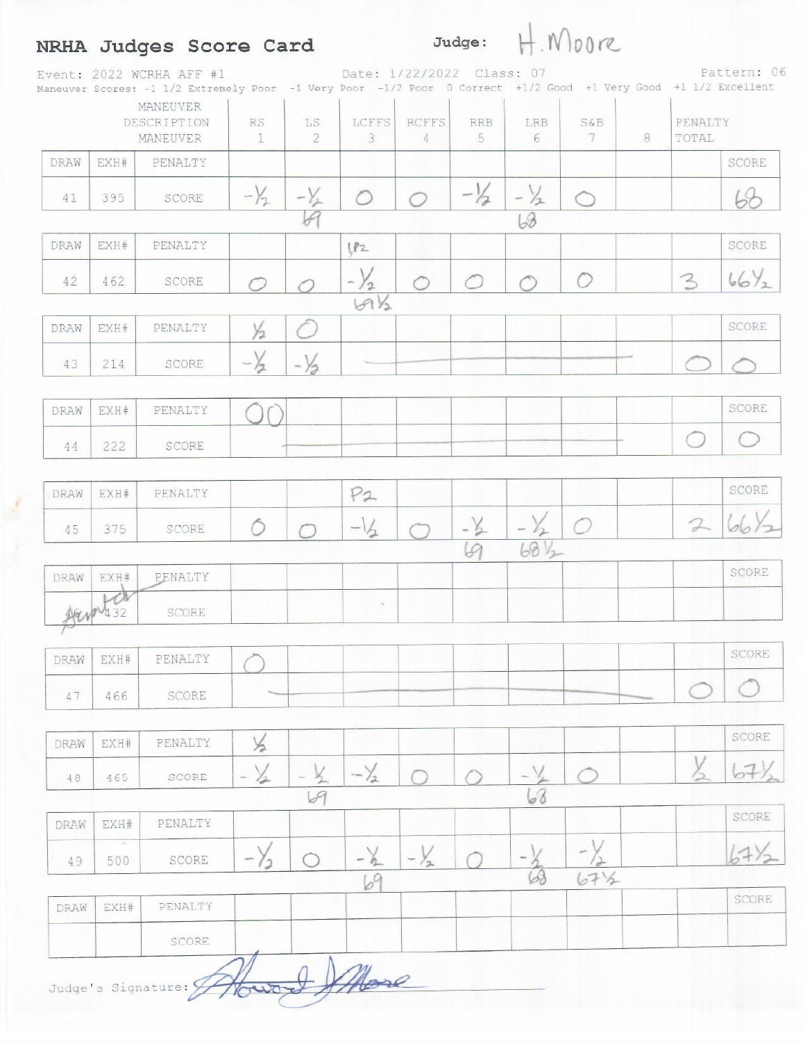# NRHA Judges Score Card

**Judge:** H. Moore

Event: 2022 WCRHA AFF #1 Date: 1/22/2022 Class: 07 Pattern: 06

Maneuver Scores: -1 1/2 Extremely Poor -1 Very Poor -1/2 Poor 0 Correct +1/2 Good +1 Very Good +1 1/2 Excellent

| DRAW | EXH# | MANEUVER DESCRIPTION / MANEUVER | RS 1 | LS 2 | LCFFS 3 | RCFFS 4 | RRB 5 | LRB 6 | S&B 7 | 8 | PENALTY TOTAL | SCORE |
|---|---|---|---|---|---|---|---|---|---|---|---|---|
| | | PENALTY | | | | | | | | | | |
| 41 | 395 | SCORE | -½ | -½ (69) | 0 | 0 | -½ | -½ (68) | 0 | | | 68 |
| | | PENALTY | | | 1P2 | | | | | | | |
| 42 | 462 | SCORE | 0 | 0 | -½ (69½) | 0 | 0 | 0 | 0 | | 3 | 66½ |
| | | PENALTY | ½ | 0 | | | | | | | | |
| 43 | 214 | SCORE | -½ | -½ | | | | | | | 0 | 0 |
| | | PENALTY | 00 | | | | | | | | | |
| 44 | 222 | SCORE | | | | | | | | | 0 | 0 |
| | | PENALTY | | | P2 | | | | | | | |
| 45 | 375 | SCORE | 0 | 0 | -½ | 0 | -½ (69) | -½ (68½) | 0 | | 2 | 66½ |
| | | PENALTY | | | | | | | | | | |
| Scratch | 432 | SCORE | | | | | | | | | | |
| | | PENALTY | 0 | | | | | | | | | |
| 47 | 466 | SCORE | | | | | | | | | 0 | 0 |
| | | PENALTY | ½ | | | | | | | | | |
| 48 | 465 | SCORE | -½ | -½ (69) | -½ | 0 | 0 | -½ (68) | 0 | | ½ | 67½ |
| | | PENALTY | | | | | | | | | | |
| 49 | 500 | SCORE | -½ | 0 | -½ (69) | -½ | 0 | -½ (68) | -½ (67½) | | | 67½ |
| | | PENALTY | | | | | | | | | | |
| | | SCORE | | | | | | | | | | |

Judge's Signature: Howard J Moore